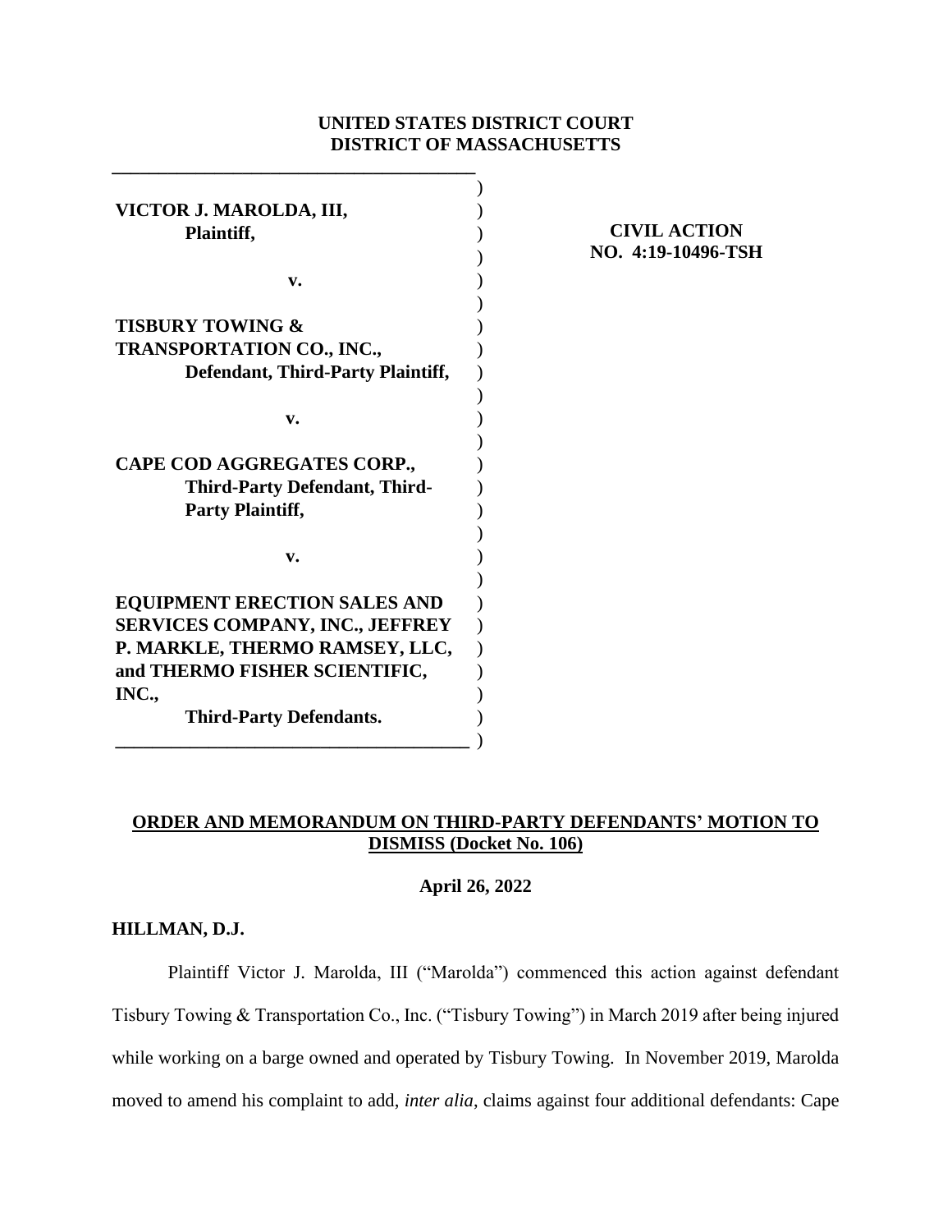**UNITED STATES DISTRICT COURT**
**DISTRICT OF MASSACHUSETTS**

| | |
|---|---|
| **VICTOR J. MAROLDA, III,**<br>**Plaintiff,**<br><br>**v.**<br><br>**TISBURY TOWING & TRANSPORTATION CO., INC.,**<br>**Defendant, Third-Party Plaintiff,**<br><br>**v.**<br><br>**CAPE COD AGGREGATES CORP.,**<br>**Third-Party Defendant, Third-Party Plaintiff,**<br><br>**v.**<br><br>**EQUIPMENT ERECTION SALES AND SERVICES COMPANY, INC., JEFFREY P. MARKLE, THERMO RAMSEY, LLC, and THERMO FISHER SCIENTIFIC, INC.,**<br>**Third-Party Defendants.** | **CIVIL ACTION**<br>**NO. 4:19-10496-TSH** |

**ORDER AND MEMORANDUM ON THIRD-PARTY DEFENDANTS' MOTION TO DISMISS (Docket No. 106)**

**April 26, 2022**

**HILLMAN, D.J.**

Plaintiff Victor J. Marolda, III ("Marolda") commenced this action against defendant Tisbury Towing & Transportation Co., Inc. ("Tisbury Towing") in March 2019 after being injured while working on a barge owned and operated by Tisbury Towing. In November 2019, Marolda moved to amend his complaint to add, *inter alia*, claims against four additional defendants: Cape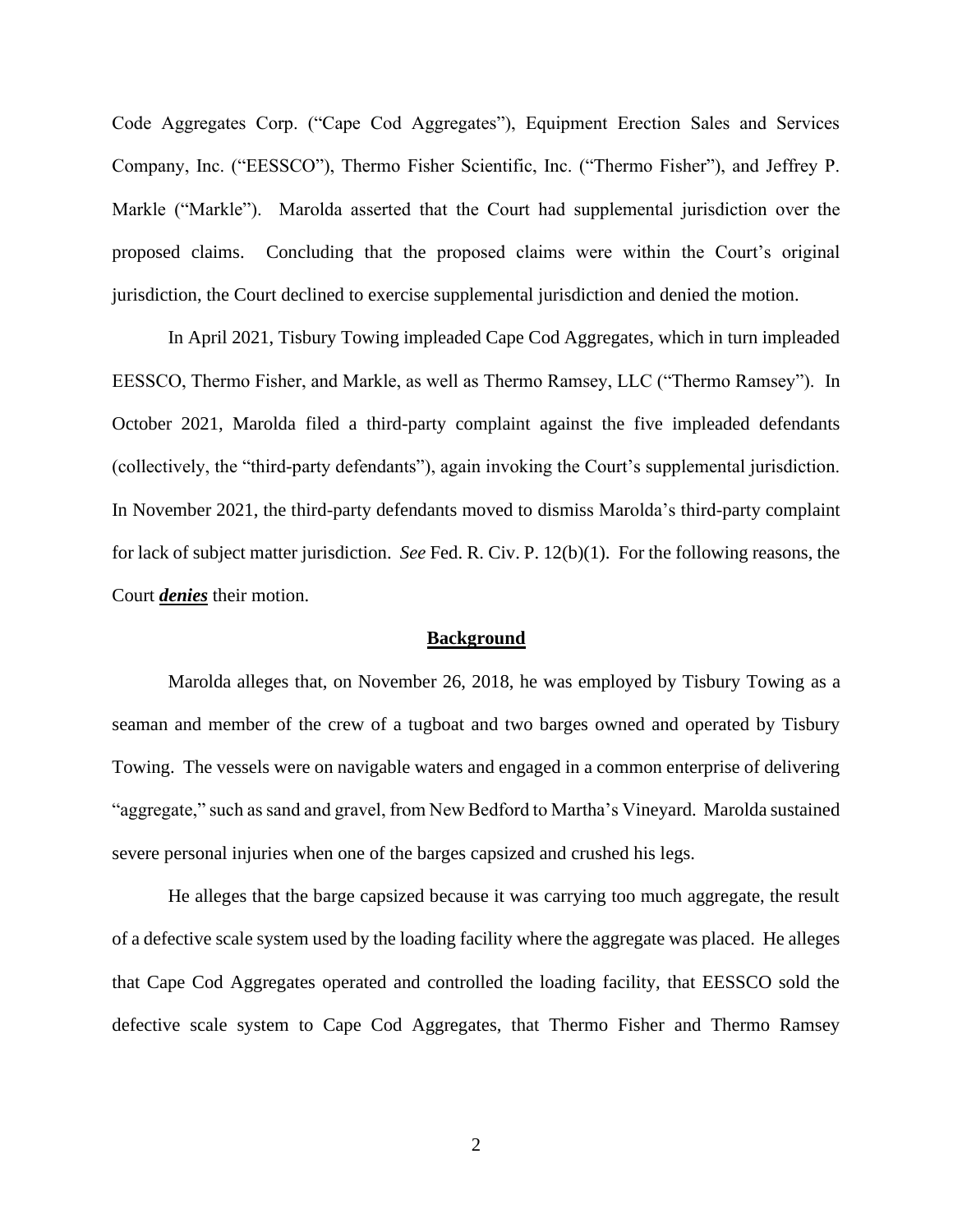Code Aggregates Corp. ("Cape Cod Aggregates"), Equipment Erection Sales and Services Company, Inc. ("EESSCO"), Thermo Fisher Scientific, Inc. ("Thermo Fisher"), and Jeffrey P. Markle ("Markle"). Marolda asserted that the Court had supplemental jurisdiction over the proposed claims. Concluding that the proposed claims were within the Court's original jurisdiction, the Court declined to exercise supplemental jurisdiction and denied the motion.

In April 2021, Tisbury Towing impleaded Cape Cod Aggregates, which in turn impleaded EESSCO, Thermo Fisher, and Markle, as well as Thermo Ramsey, LLC ("Thermo Ramsey"). In October 2021, Marolda filed a third-party complaint against the five impleaded defendants (collectively, the "third-party defendants"), again invoking the Court's supplemental jurisdiction. In November 2021, the third-party defendants moved to dismiss Marolda's third-party complaint for lack of subject matter jurisdiction. *See* Fed. R. Civ. P. 12(b)(1). For the following reasons, the Court ***denies*** their motion.

## Background

Marolda alleges that, on November 26, 2018, he was employed by Tisbury Towing as a seaman and member of the crew of a tugboat and two barges owned and operated by Tisbury Towing. The vessels were on navigable waters and engaged in a common enterprise of delivering "aggregate," such as sand and gravel, from New Bedford to Martha's Vineyard. Marolda sustained severe personal injuries when one of the barges capsized and crushed his legs.

He alleges that the barge capsized because it was carrying too much aggregate, the result of a defective scale system used by the loading facility where the aggregate was placed. He alleges that Cape Cod Aggregates operated and controlled the loading facility, that EESSCO sold the defective scale system to Cape Cod Aggregates, that Thermo Fisher and Thermo Ramsey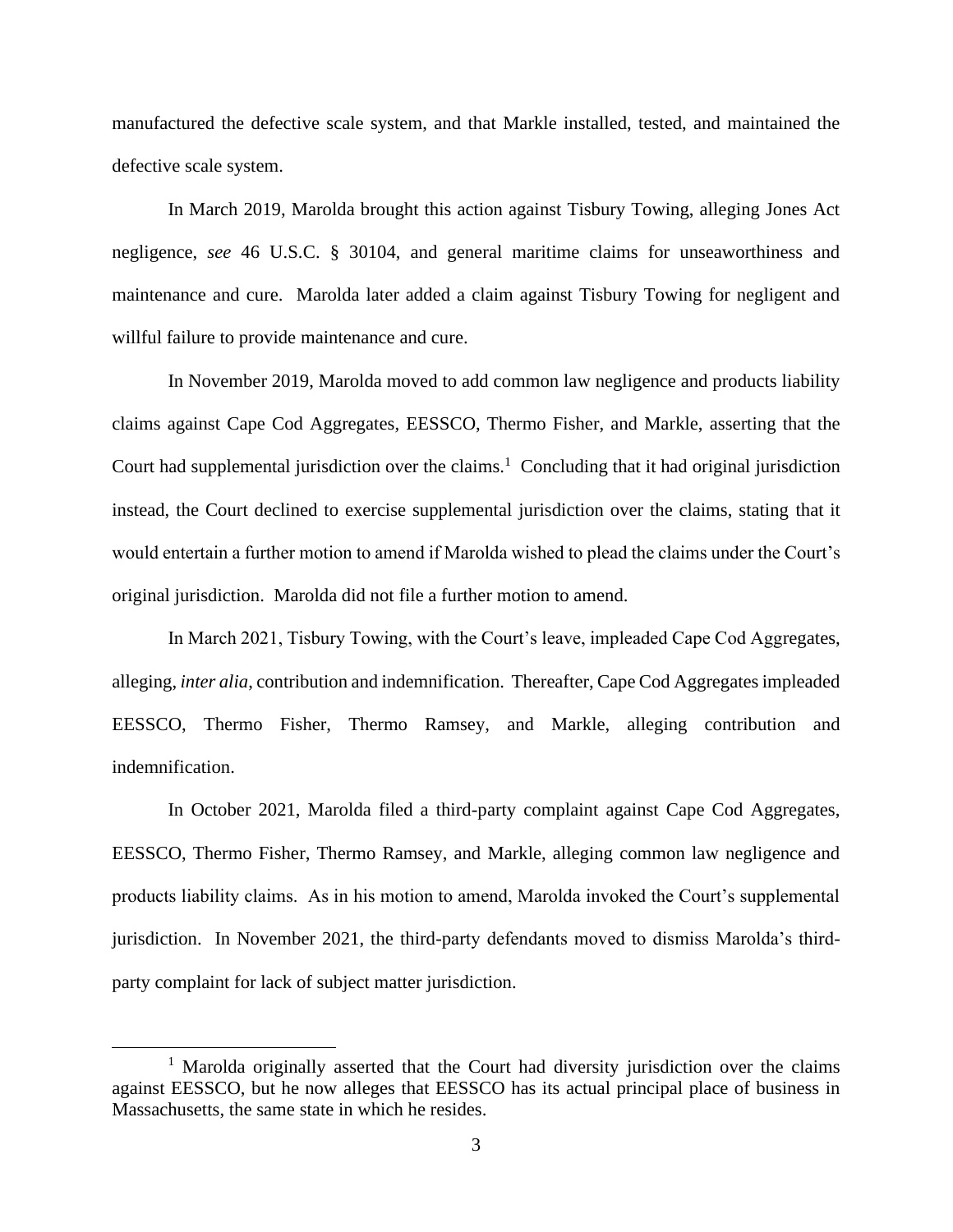manufactured the defective scale system, and that Markle installed, tested, and maintained the defective scale system.

In March 2019, Marolda brought this action against Tisbury Towing, alleging Jones Act negligence, *see* 46 U.S.C. § 30104, and general maritime claims for unseaworthiness and maintenance and cure. Marolda later added a claim against Tisbury Towing for negligent and willful failure to provide maintenance and cure.

In November 2019, Marolda moved to add common law negligence and products liability claims against Cape Cod Aggregates, EESSCO, Thermo Fisher, and Markle, asserting that the Court had supplemental jurisdiction over the claims.[1] Concluding that it had original jurisdiction instead, the Court declined to exercise supplemental jurisdiction over the claims, stating that it would entertain a further motion to amend if Marolda wished to plead the claims under the Court's original jurisdiction. Marolda did not file a further motion to amend.

In March 2021, Tisbury Towing, with the Court's leave, impleaded Cape Cod Aggregates, alleging, *inter alia*, contribution and indemnification. Thereafter, Cape Cod Aggregates impleaded EESSCO, Thermo Fisher, Thermo Ramsey, and Markle, alleging contribution and indemnification.

In October 2021, Marolda filed a third-party complaint against Cape Cod Aggregates, EESSCO, Thermo Fisher, Thermo Ramsey, and Markle, alleging common law negligence and products liability claims. As in his motion to amend, Marolda invoked the Court's supplemental jurisdiction. In November 2021, the third-party defendants moved to dismiss Marolda's third-party complaint for lack of subject matter jurisdiction.

---

[1] Marolda originally asserted that the Court had diversity jurisdiction over the claims against EESSCO, but he now alleges that EESSCO has its actual principal place of business in Massachusetts, the same state in which he resides.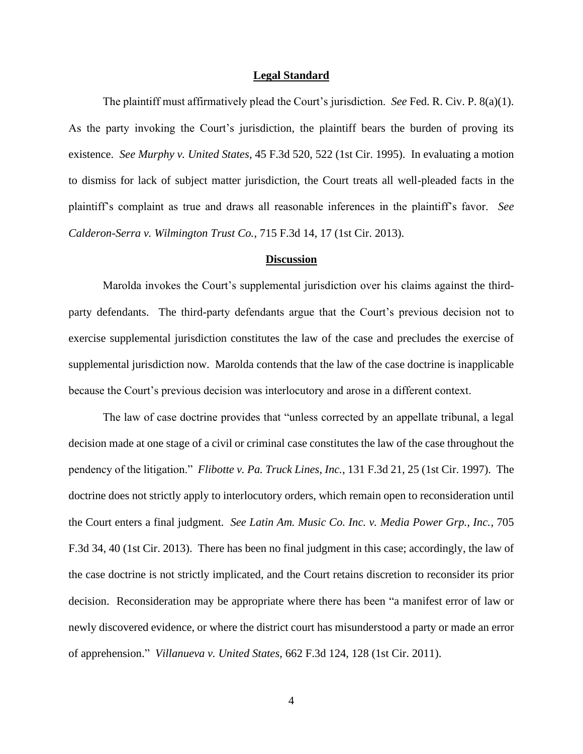## Legal Standard

The plaintiff must affirmatively plead the Court's jurisdiction. *See* Fed. R. Civ. P. 8(a)(1). As the party invoking the Court's jurisdiction, the plaintiff bears the burden of proving its existence. *See Murphy v. United States*, 45 F.3d 520, 522 (1st Cir. 1995). In evaluating a motion to dismiss for lack of subject matter jurisdiction, the Court treats all well-pleaded facts in the plaintiff's complaint as true and draws all reasonable inferences in the plaintiff's favor. *See Calderon-Serra v. Wilmington Trust Co.*, 715 F.3d 14, 17 (1st Cir. 2013).

## Discussion

Marolda invokes the Court's supplemental jurisdiction over his claims against the third-party defendants. The third-party defendants argue that the Court's previous decision not to exercise supplemental jurisdiction constitutes the law of the case and precludes the exercise of supplemental jurisdiction now. Marolda contends that the law of the case doctrine is inapplicable because the Court's previous decision was interlocutory and arose in a different context.

The law of case doctrine provides that "unless corrected by an appellate tribunal, a legal decision made at one stage of a civil or criminal case constitutes the law of the case throughout the pendency of the litigation." *Flibotte v. Pa. Truck Lines, Inc.*, 131 F.3d 21, 25 (1st Cir. 1997). The doctrine does not strictly apply to interlocutory orders, which remain open to reconsideration until the Court enters a final judgment. *See Latin Am. Music Co. Inc. v. Media Power Grp., Inc.*, 705 F.3d 34, 40 (1st Cir. 2013). There has been no final judgment in this case; accordingly, the law of the case doctrine is not strictly implicated, and the Court retains discretion to reconsider its prior decision. Reconsideration may be appropriate where there has been "a manifest error of law or newly discovered evidence, or where the district court has misunderstood a party or made an error of apprehension." *Villanueva v. United States*, 662 F.3d 124, 128 (1st Cir. 2011).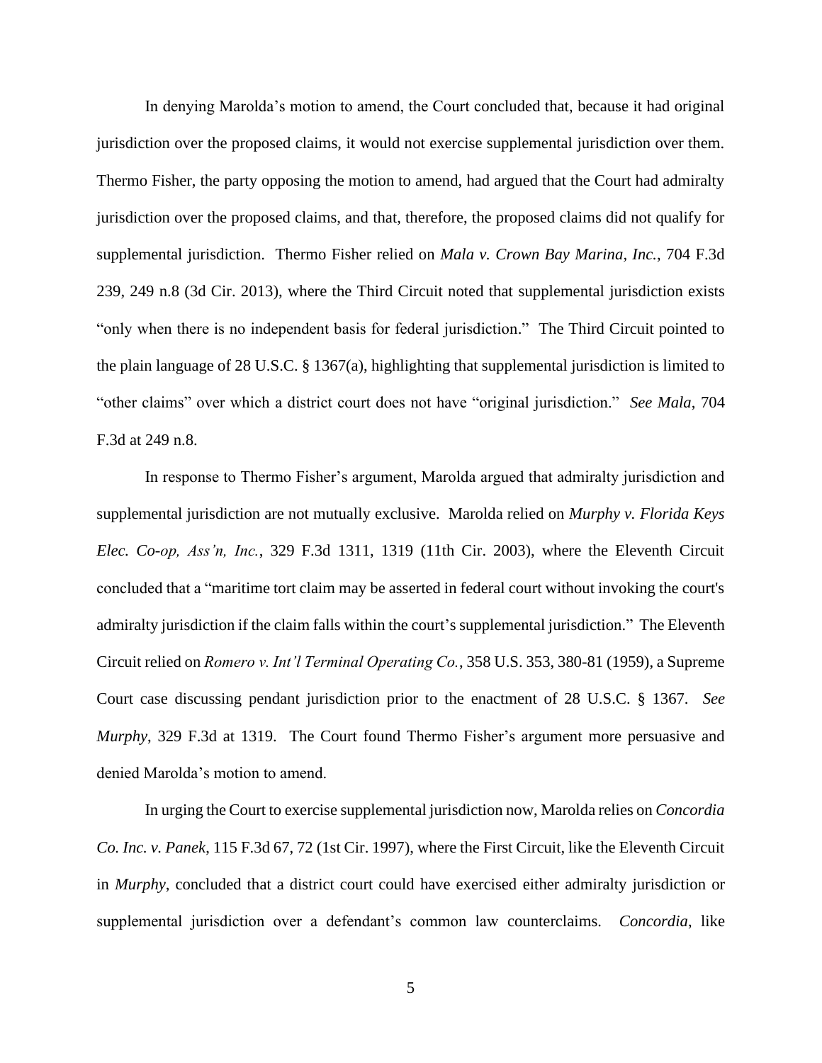In denying Marolda's motion to amend, the Court concluded that, because it had original jurisdiction over the proposed claims, it would not exercise supplemental jurisdiction over them. Thermo Fisher, the party opposing the motion to amend, had argued that the Court had admiralty jurisdiction over the proposed claims, and that, therefore, the proposed claims did not qualify for supplemental jurisdiction. Thermo Fisher relied on *Mala v. Crown Bay Marina, Inc.*, 704 F.3d 239, 249 n.8 (3d Cir. 2013), where the Third Circuit noted that supplemental jurisdiction exists "only when there is no independent basis for federal jurisdiction." The Third Circuit pointed to the plain language of 28 U.S.C. § 1367(a), highlighting that supplemental jurisdiction is limited to "other claims" over which a district court does not have "original jurisdiction." *See Mala*, 704 F.3d at 249 n.8.

In response to Thermo Fisher's argument, Marolda argued that admiralty jurisdiction and supplemental jurisdiction are not mutually exclusive. Marolda relied on *Murphy v. Florida Keys Elec. Co-op, Ass'n, Inc.*, 329 F.3d 1311, 1319 (11th Cir. 2003), where the Eleventh Circuit concluded that a "maritime tort claim may be asserted in federal court without invoking the court's admiralty jurisdiction if the claim falls within the court's supplemental jurisdiction." The Eleventh Circuit relied on *Romero v. Int'l Terminal Operating Co.*, 358 U.S. 353, 380-81 (1959), a Supreme Court case discussing pendant jurisdiction prior to the enactment of 28 U.S.C. § 1367. *See Murphy*, 329 F.3d at 1319. The Court found Thermo Fisher's argument more persuasive and denied Marolda's motion to amend.

In urging the Court to exercise supplemental jurisdiction now, Marolda relies on *Concordia Co. Inc. v. Panek*, 115 F.3d 67, 72 (1st Cir. 1997), where the First Circuit, like the Eleventh Circuit in *Murphy*, concluded that a district court could have exercised either admiralty jurisdiction or supplemental jurisdiction over a defendant's common law counterclaims. *Concordia*, like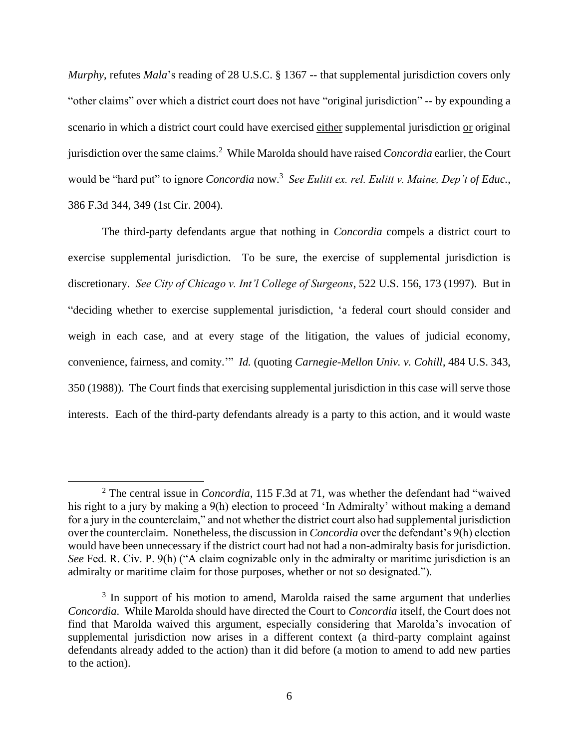*Murphy*, refutes *Mala*'s reading of 28 U.S.C. § 1367 -- that supplemental jurisdiction covers only "other claims" over which a district court does not have "original jurisdiction" -- by expounding a scenario in which a district court could have exercised either supplemental jurisdiction or original jurisdiction over the same claims.[2] While Marolda should have raised *Concordia* earlier, the Court would be "hard put" to ignore *Concordia* now.[3] *See Eulitt ex. rel. Eulitt v. Maine, Dep't of Educ.*, 386 F.3d 344, 349 (1st Cir. 2004).

The third-party defendants argue that nothing in *Concordia* compels a district court to exercise supplemental jurisdiction. To be sure, the exercise of supplemental jurisdiction is discretionary. *See City of Chicago v. Int'l College of Surgeons*, 522 U.S. 156, 173 (1997). But in "deciding whether to exercise supplemental jurisdiction, 'a federal court should consider and weigh in each case, and at every stage of the litigation, the values of judicial economy, convenience, fairness, and comity.'" *Id.* (quoting *Carnegie-Mellon Univ. v. Cohill*, 484 U.S. 343, 350 (1988)). The Court finds that exercising supplemental jurisdiction in this case will serve those interests. Each of the third-party defendants already is a party to this action, and it would waste

---

[2] The central issue in *Concordia*, 115 F.3d at 71, was whether the defendant had "waived his right to a jury by making a 9(h) election to proceed 'In Admiralty' without making a demand for a jury in the counterclaim," and not whether the district court also had supplemental jurisdiction over the counterclaim. Nonetheless, the discussion in *Concordia* over the defendant's 9(h) election would have been unnecessary if the district court had not had a non-admiralty basis for jurisdiction. *See* Fed. R. Civ. P. 9(h) ("A claim cognizable only in the admiralty or maritime jurisdiction is an admiralty or maritime claim for those purposes, whether or not so designated.").

[3] In support of his motion to amend, Marolda raised the same argument that underlies *Concordia*. While Marolda should have directed the Court to *Concordia* itself, the Court does not find that Marolda waived this argument, especially considering that Marolda's invocation of supplemental jurisdiction now arises in a different context (a third-party complaint against defendants already added to the action) than it did before (a motion to amend to add new parties to the action).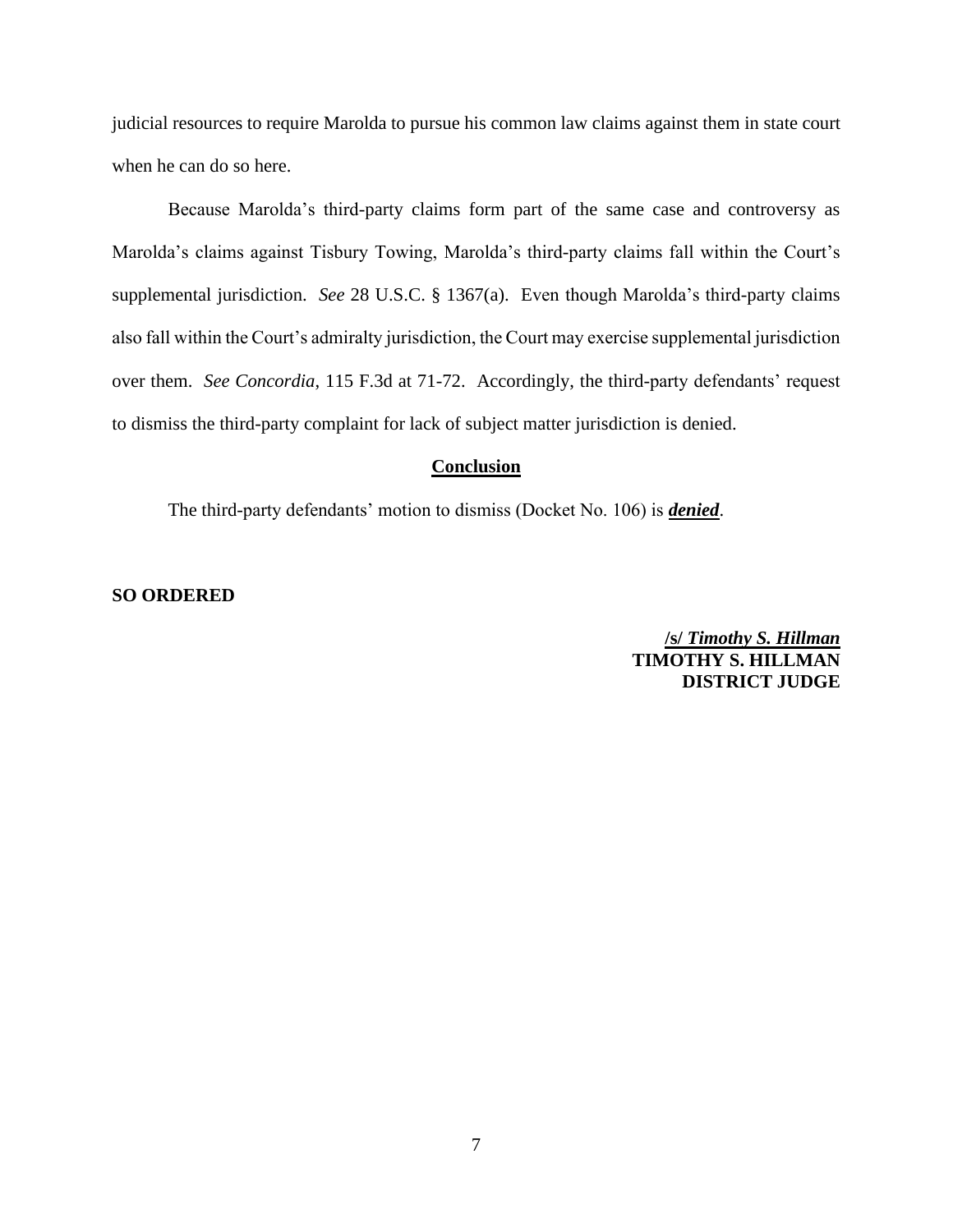judicial resources to require Marolda to pursue his common law claims against them in state court when he can do so here.

Because Marolda's third-party claims form part of the same case and controversy as Marolda's claims against Tisbury Towing, Marolda's third-party claims fall within the Court's supplemental jurisdiction. *See* 28 U.S.C. § 1367(a). Even though Marolda's third-party claims also fall within the Court's admiralty jurisdiction, the Court may exercise supplemental jurisdiction over them. *See Concordia*, 115 F.3d at 71-72. Accordingly, the third-party defendants' request to dismiss the third-party complaint for lack of subject matter jurisdiction is denied.

## Conclusion

The third-party defendants' motion to dismiss (Docket No. 106) is ***denied***.

**SO ORDERED**

**/s/ *Timothy S. Hillman***
**TIMOTHY S. HILLMAN**
**DISTRICT JUDGE**